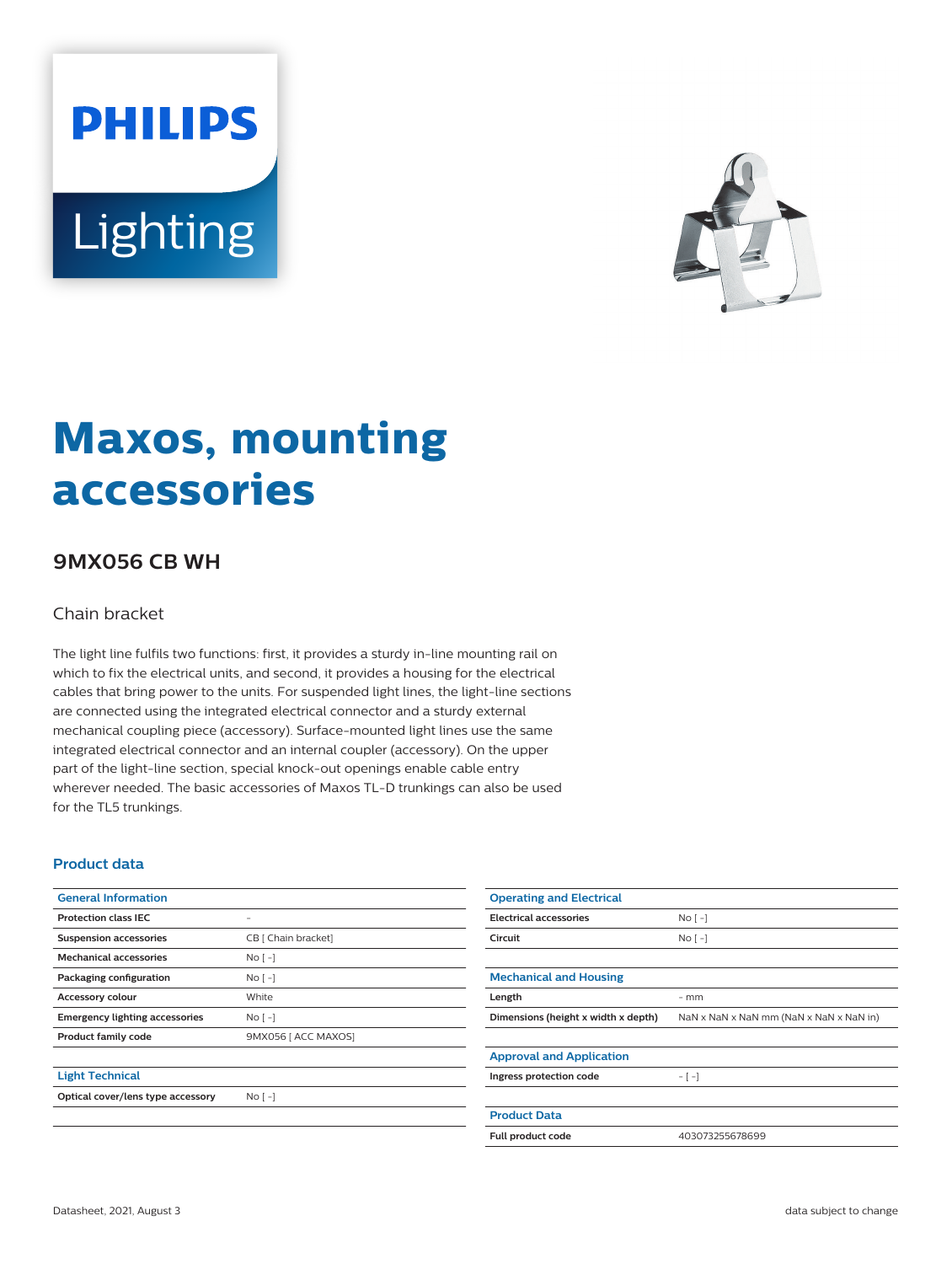PHILIPS

Lighting

# Maxos, mounting accessories

## 9MX056 CB WH

Chain bracket

The light line fulfils two functions: first, it provides a sturdy in-line mounting rail on which to fix the electrical units, and second, it provides a housing for the electrical cables that bring power to the units. For suspended light lines, the light-line sections are connected using the integrated electrical connector and a sturdy external mechanical coupling piece (accessory). Surface-mounted light lines use the same integrated electrical connector and an internal coupler (accessory). On the upper part of the light-line section, special knock-out openings enable cable entry wherever needed. The basic accessories of Maxos TL-D trunkings can also be used for the TL5 trunkings.

### Product data

| General Information | |
|---|---|
| Protection class IEC | - |
| Suspension accessories | CB [ Chain bracket] |
| Mechanical accessories | No [ -] |
| Packaging configuration | No [ -] |
| Accessory colour | White |
| Emergency lighting accessories | No [ -] |
| Product family code | 9MX056 [ ACC MAXOS] |

| Light Technical | |
|---|---|
| Optical cover/lens type accessory | No [ -] |

| Operating and Electrical | |
|---|---|
| Electrical accessories | No [ -] |
| Circuit | No [ -] |

| Mechanical and Housing | |
|---|---|
| Length | - mm |
| Dimensions (height x width x depth) | NaN x NaN x NaN mm (NaN x NaN x NaN in) |

| Approval and Application | |
|---|---|
| Ingress protection code | - [ -] |

| Product Data | |
|---|---|
| Full product code | 403073255678699 |

Datasheet, 2021, August 3

data subject to change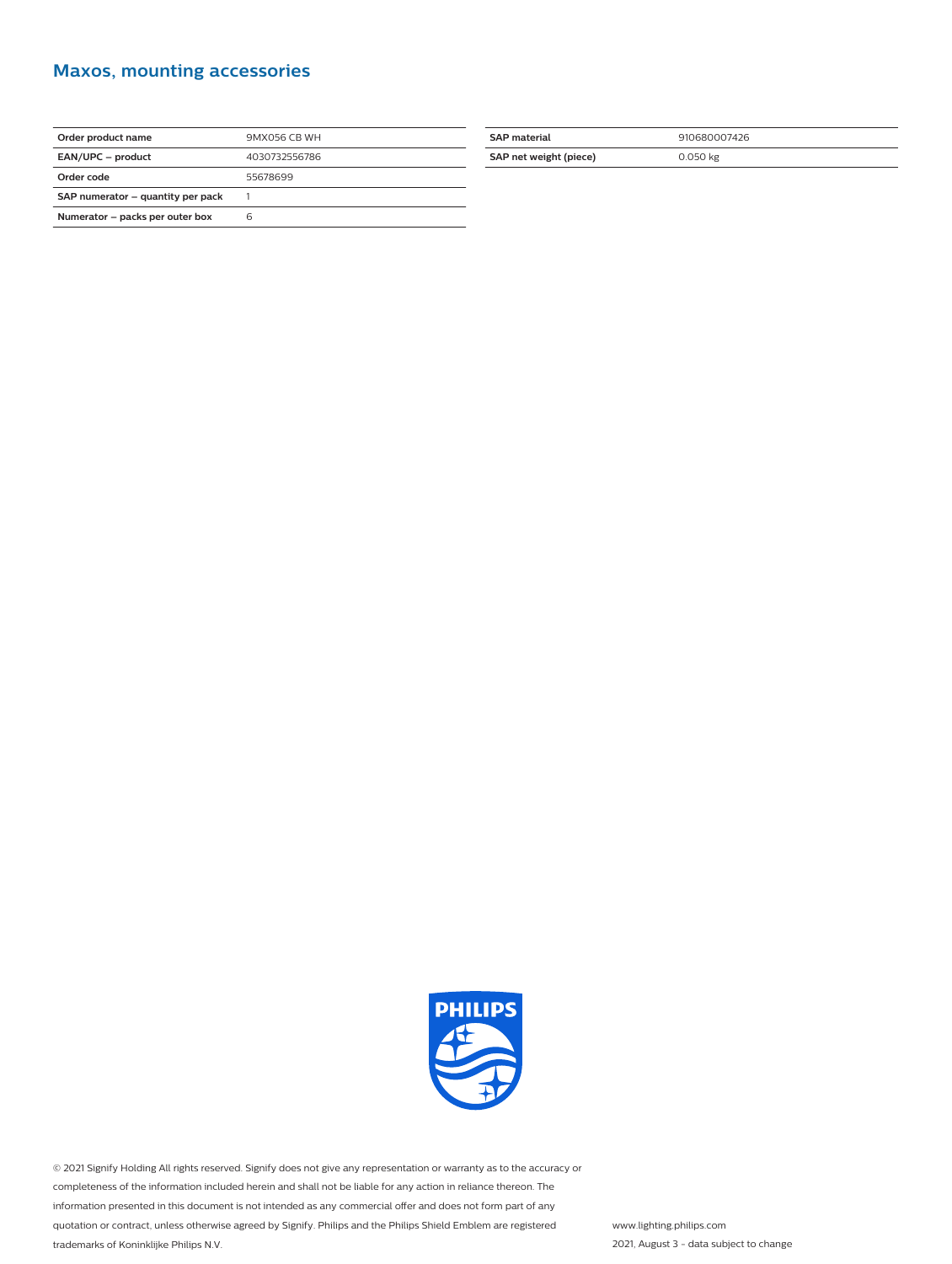## Maxos, mounting accessories

| | |
|---|---|
| **Order product name** | 9MX056 CB WH |
| **EAN/UPC – product** | 4030732556786 |
| **Order code** | 55678699 |
| **SAP numerator – quantity per pack** | 1 |
| **Numerator – packs per outer box** | 6 |

| | |
|---|---|
| **SAP material** | 910680007426 |
| **SAP net weight (piece)** | 0.050 kg |

© 2021 Signify Holding All rights reserved. Signify does not give any representation or warranty as to the accuracy or completeness of the information included herein and shall not be liable for any action in reliance thereon. The information presented in this document is not intended as any commercial offer and does not form part of any quotation or contract, unless otherwise agreed by Signify. Philips and the Philips Shield Emblem are registered trademarks of Koninklijke Philips N.V.

www.lighting.philips.com

2021, August 3 - data subject to change